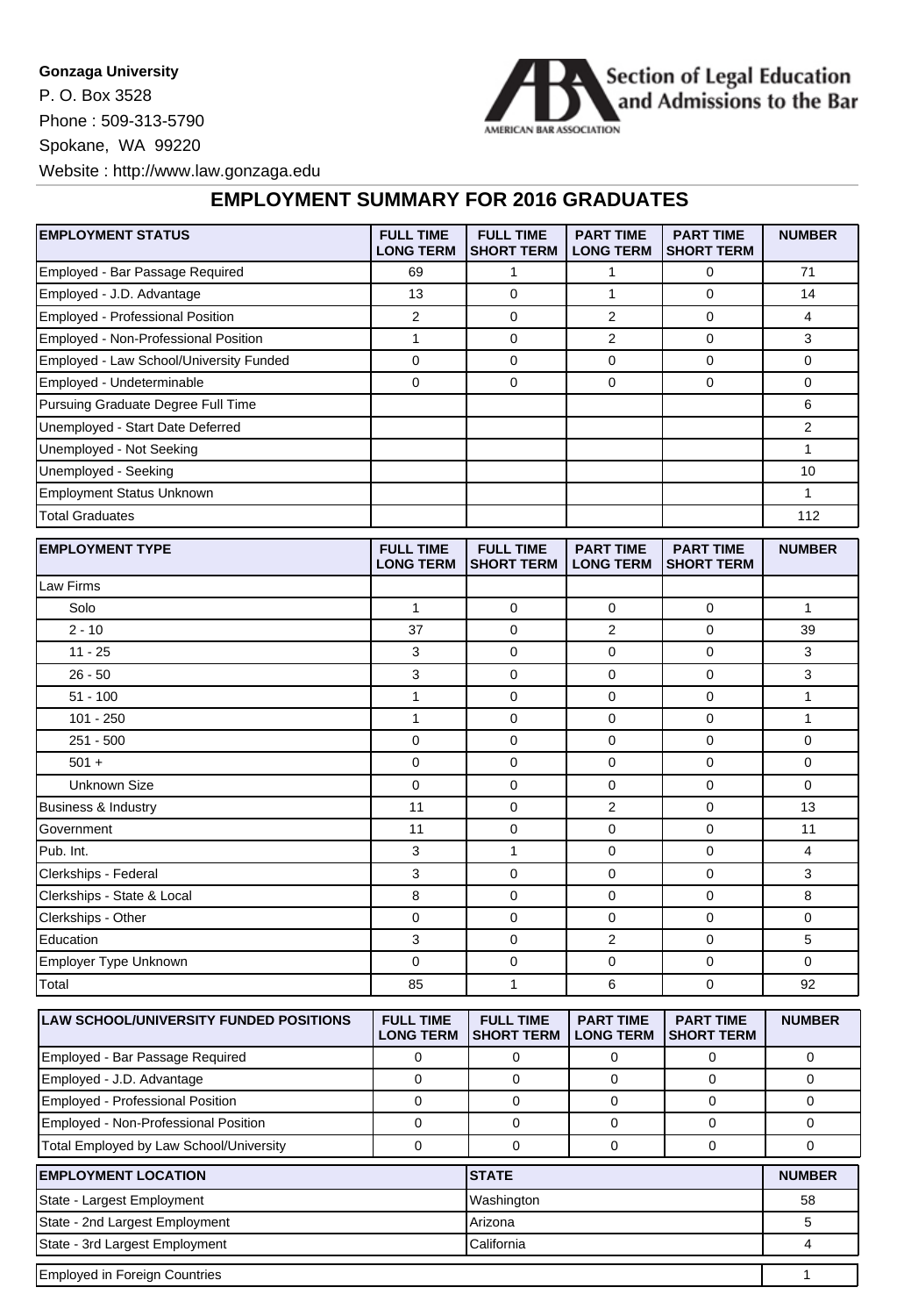**Gonzaga University**

P. O. Box 3528

Phone : 509-313-5790

Spokane, WA 99220

Website : http://www.law.gonzaga.edu

Section of Legal Education and Admissions to the Bar

AMERICAN BAR ASSOCIATION

## EMPLOYMENT SUMMARY FOR 2016 GRADUATES

| EMPLOYMENT STATUS | FULL TIME LONG TERM | FULL TIME SHORT TERM | PART TIME LONG TERM | PART TIME SHORT TERM | NUMBER |
|---|---|---|---|---|---|
| Employed - Bar Passage Required | 69 | 1 | 1 | 0 | 71 |
| Employed - J.D. Advantage | 13 | 0 | 1 | 0 | 14 |
| Employed - Professional Position | 2 | 0 | 2 | 0 | 4 |
| Employed - Non-Professional Position | 1 | 0 | 2 | 0 | 3 |
| Employed - Law School/University Funded | 0 | 0 | 0 | 0 | 0 |
| Employed - Undeterminable | 0 | 0 | 0 | 0 | 0 |
| Pursuing Graduate Degree Full Time | | | | | 6 |
| Unemployed - Start Date Deferred | | | | | 2 |
| Unemployed - Not Seeking | | | | | 1 |
| Unemployed - Seeking | | | | | 10 |
| Employment Status Unknown | | | | | 1 |
| Total Graduates | | | | | 112 |

| EMPLOYMENT TYPE | FULL TIME LONG TERM | FULL TIME SHORT TERM | PART TIME LONG TERM | PART TIME SHORT TERM | NUMBER |
|---|---|---|---|---|---|
| Law Firms | | | | | |
| Solo | 1 | 0 | 0 | 0 | 1 |
| 2 - 10 | 37 | 0 | 2 | 0 | 39 |
| 11 - 25 | 3 | 0 | 0 | 0 | 3 |
| 26 - 50 | 3 | 0 | 0 | 0 | 3 |
| 51 - 100 | 1 | 0 | 0 | 0 | 1 |
| 101 - 250 | 1 | 0 | 0 | 0 | 1 |
| 251 - 500 | 0 | 0 | 0 | 0 | 0 |
| 501 + | 0 | 0 | 0 | 0 | 0 |
| Unknown Size | 0 | 0 | 0 | 0 | 0 |
| Business & Industry | 11 | 0 | 2 | 0 | 13 |
| Government | 11 | 0 | 0 | 0 | 11 |
| Pub. Int. | 3 | 1 | 0 | 0 | 4 |
| Clerkships - Federal | 3 | 0 | 0 | 0 | 3 |
| Clerkships - State & Local | 8 | 0 | 0 | 0 | 8 |
| Clerkships - Other | 0 | 0 | 0 | 0 | 0 |
| Education | 3 | 0 | 2 | 0 | 5 |
| Employer Type Unknown | 0 | 0 | 0 | 0 | 0 |
| Total | 85 | 1 | 6 | 0 | 92 |

| LAW SCHOOL/UNIVERSITY FUNDED POSITIONS | FULL TIME LONG TERM | FULL TIME SHORT TERM | PART TIME LONG TERM | PART TIME SHORT TERM | NUMBER |
|---|---|---|---|---|---|
| Employed - Bar Passage Required | 0 | 0 | 0 | 0 | 0 |
| Employed - J.D. Advantage | 0 | 0 | 0 | 0 | 0 |
| Employed - Professional Position | 0 | 0 | 0 | 0 | 0 |
| Employed - Non-Professional Position | 0 | 0 | 0 | 0 | 0 |
| Total Employed by Law School/University | 0 | 0 | 0 | 0 | 0 |

| EMPLOYMENT LOCATION | STATE | NUMBER |
|---|---|---|
| State - Largest Employment | Washington | 58 |
| State - 2nd Largest Employment | Arizona | 5 |
| State - 3rd Largest Employment | California | 4 |

| | |
|---|---|
| Employed in Foreign Countries | 1 |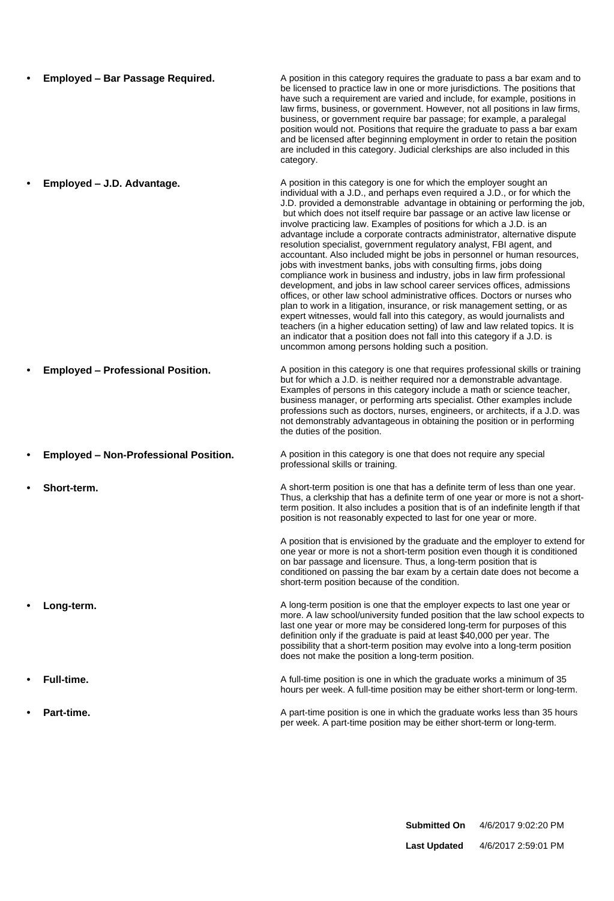- **Employed – Bar Passage Required.** A position in this category requires the graduate to pass a bar exam and to be licensed to practice law in one or more jurisdictions. The positions that have such a requirement are varied and include, for example, positions in law firms, business, or government. However, not all positions in law firms, business, or government require bar passage; for example, a paralegal position would not. Positions that require the graduate to pass a bar exam and be licensed after beginning employment in order to retain the position are included in this category. Judicial clerkships are also included in this category.

- **Employed – J.D. Advantage.** A position in this category is one for which the employer sought an individual with a J.D., and perhaps even required a J.D., or for which the J.D. provided a demonstrable advantage in obtaining or performing the job, but which does not itself require bar passage or an active law license or involve practicing law. Examples of positions for which a J.D. is an advantage include a corporate contracts administrator, alternative dispute resolution specialist, government regulatory analyst, FBI agent, and accountant. Also included might be jobs in personnel or human resources, jobs with investment banks, jobs with consulting firms, jobs doing compliance work in business and industry, jobs in law firm professional development, and jobs in law school career services offices, admissions offices, or other law school administrative offices. Doctors or nurses who plan to work in a litigation, insurance, or risk management setting, or as expert witnesses, would fall into this category, as would journalists and teachers (in a higher education setting) of law and law related topics. It is an indicator that a position does not fall into this category if a J.D. is uncommon among persons holding such a position.

- **Employed – Professional Position.** A position in this category is one that requires professional skills or training but for which a J.D. is neither required nor a demonstrable advantage. Examples of persons in this category include a math or science teacher, business manager, or performing arts specialist. Other examples include professions such as doctors, nurses, engineers, or architects, if a J.D. was not demonstrably advantageous in obtaining the position or in performing the duties of the position.

- **Employed – Non-Professional Position.** A position in this category is one that does not require any special professional skills or training.

- **Short-term.** A short-term position is one that has a definite term of less than one year. Thus, a clerkship that has a definite term of one year or more is not a short-term position. It also includes a position that is of an indefinite length if that position is not reasonably expected to last for one year or more.

  A position that is envisioned by the graduate and the employer to extend for one year or more is not a short-term position even though it is conditioned on bar passage and licensure. Thus, a long-term position that is conditioned on passing the bar exam by a certain date does not become a short-term position because of the condition.

- **Long-term.** A long-term position is one that the employer expects to last one year or more. A law school/university funded position that the law school expects to last one year or more may be considered long-term for purposes of this definition only if the graduate is paid at least $40,000 per year. The possibility that a short-term position may evolve into a long-term position does not make the position a long-term position.

- **Full-time.** A full-time position is one in which the graduate works a minimum of 35 hours per week. A full-time position may be either short-term or long-term.

- **Part-time.** A part-time position is one in which the graduate works less than 35 hours per week. A part-time position may be either short-term or long-term.

**Submitted On** 4/6/2017 9:02:20 PM

**Last Updated** 4/6/2017 2:59:01 PM